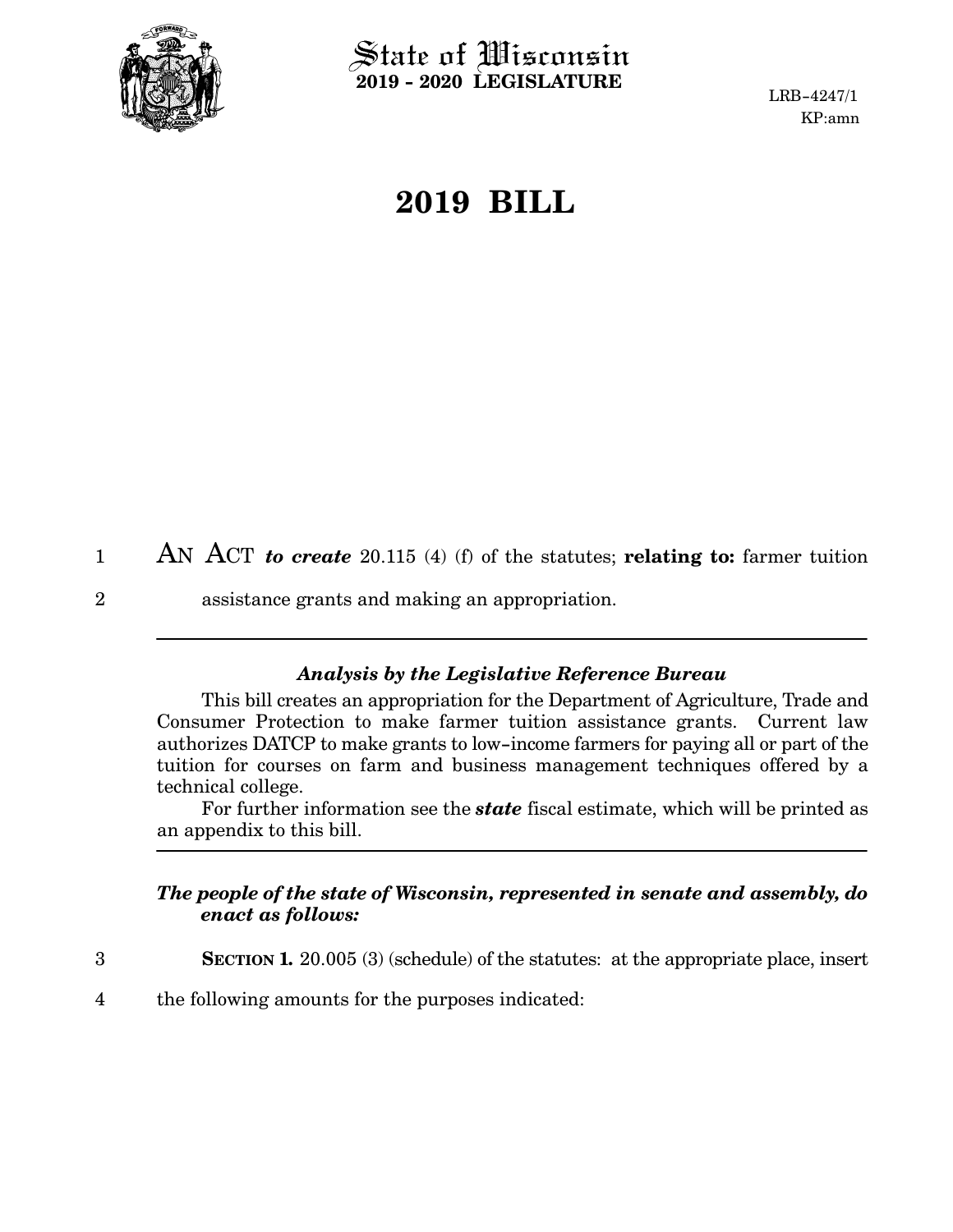State of Wisconsin
**2019 - 2020 LEGISLATURE**

LRB-4247/1
KP:amn

# 2019 BILL

AN ACT ***to create*** 20.115 (4) (f) of the statutes; **relating to:** farmer tuition assistance grants and making an appropriation.

---

### *Analysis by the Legislative Reference Bureau*

This bill creates an appropriation for the Department of Agriculture, Trade and Consumer Protection to make farmer tuition assistance grants. Current law authorizes DATCP to make grants to low-income farmers for paying all or part of the tuition for courses on farm and business management techniques offered by a technical college.

For further information see the ***state*** fiscal estimate, which will be printed as an appendix to this bill.

---

***The people of the state of Wisconsin, represented in senate and assembly, do enact as follows:***

**SECTION 1.** 20.005 (3) (schedule) of the statutes: at the appropriate place, insert the following amounts for the purposes indicated: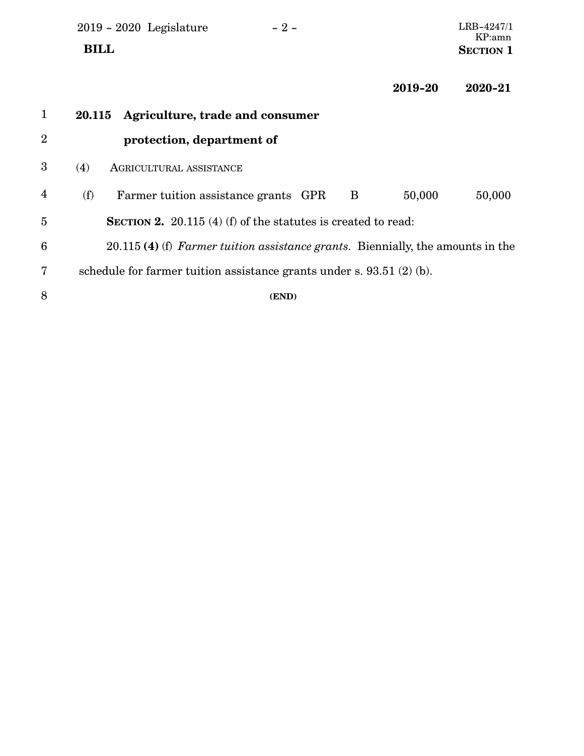| | | | | 2019-20 | 2020-21 |
|---|---|---|---|---|---|
| **20.115** | **Agriculture, trade and consumer protection, department of** | | | | |
| (4) | AGRICULTURAL ASSISTANCE | | | | |
| (f) | Farmer tuition assistance grants | GPR | B | 50,000 | 50,000 |

**SECTION 2.** 20.115 (4) (f) of the statutes is created to read:

20.115 **(4)** (f) *Farmer tuition assistance grants.* Biennially, the amounts in the schedule for farmer tuition assistance grants under s. 93.51 (2) (b).

**(END)**